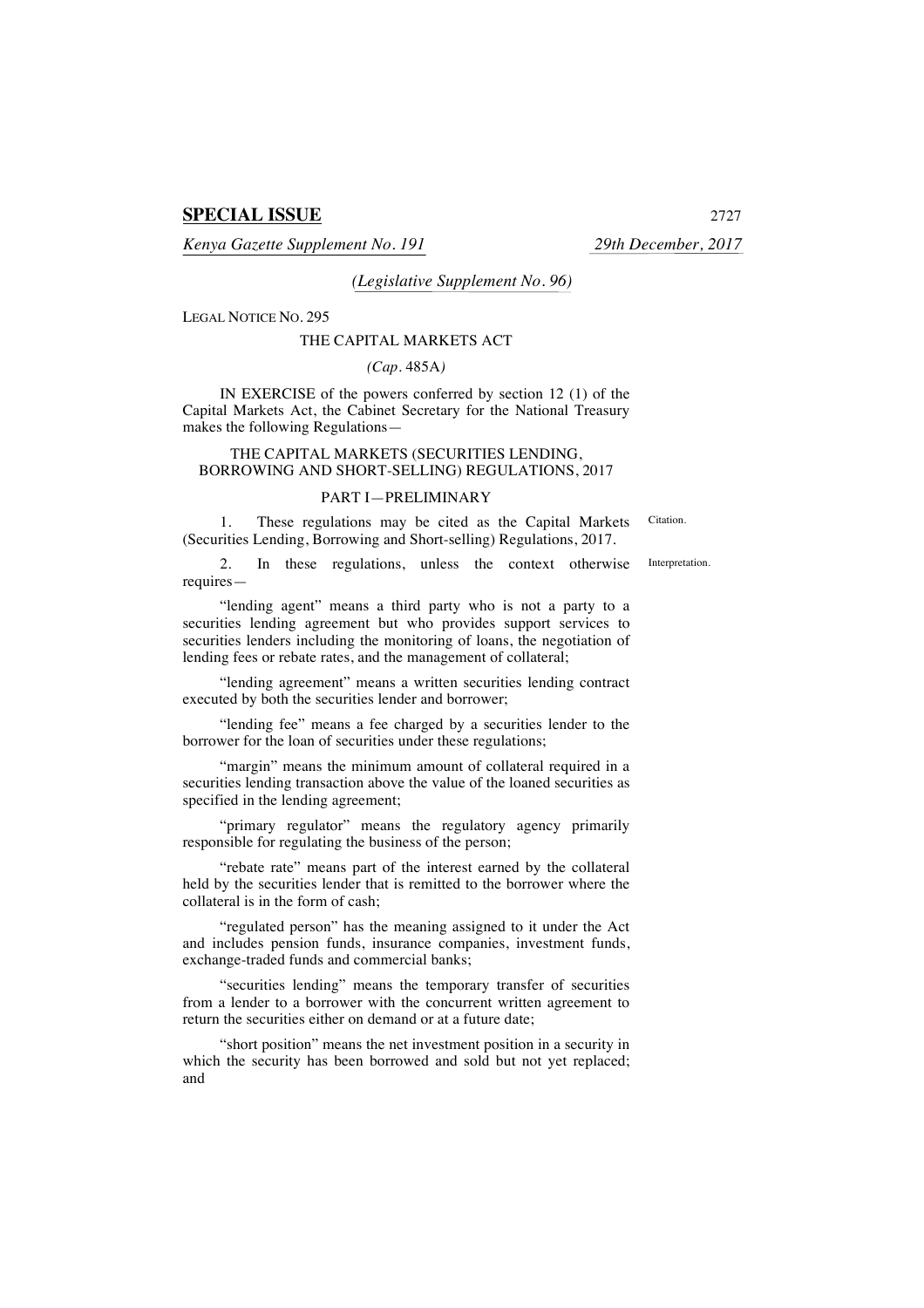**SPECIAL ISSUE**

*Kenya Gazette Supplement No. 191* *29th December, 2017*

*(Legislative Supplement No. 96)*

LEGAL NOTICE NO. 295

THE CAPITAL MARKETS ACT

*(Cap.* 485A*)*

IN EXERCISE of the powers conferred by section 12 (1) of the Capital Markets Act, the Cabinet Secretary for the National Treasury makes the following Regulations—

THE CAPITAL MARKETS (SECURITIES LENDING, BORROWING AND SHORT-SELLING) REGULATIONS, 2017

PART I—PRELIMINARY

1. These regulations may be cited as the Capital Markets (Securities Lending, Borrowing and Short-selling) Regulations, 2017. *Citation.*

2. In these regulations, unless the context otherwise requires— *Interpretation.*

"lending agent" means a third party who is not a party to a securities lending agreement but who provides support services to securities lenders including the monitoring of loans, the negotiation of lending fees or rebate rates, and the management of collateral;

"lending agreement" means a written securities lending contract executed by both the securities lender and borrower;

"lending fee" means a fee charged by a securities lender to the borrower for the loan of securities under these regulations;

"margin" means the minimum amount of collateral required in a securities lending transaction above the value of the loaned securities as specified in the lending agreement;

"primary regulator" means the regulatory agency primarily responsible for regulating the business of the person;

"rebate rate" means part of the interest earned by the collateral held by the securities lender that is remitted to the borrower where the collateral is in the form of cash;

"regulated person" has the meaning assigned to it under the Act and includes pension funds, insurance companies, investment funds, exchange-traded funds and commercial banks;

"securities lending" means the temporary transfer of securities from a lender to a borrower with the concurrent written agreement to return the securities either on demand or at a future date;

"short position" means the net investment position in a security in which the security has been borrowed and sold but not yet replaced; and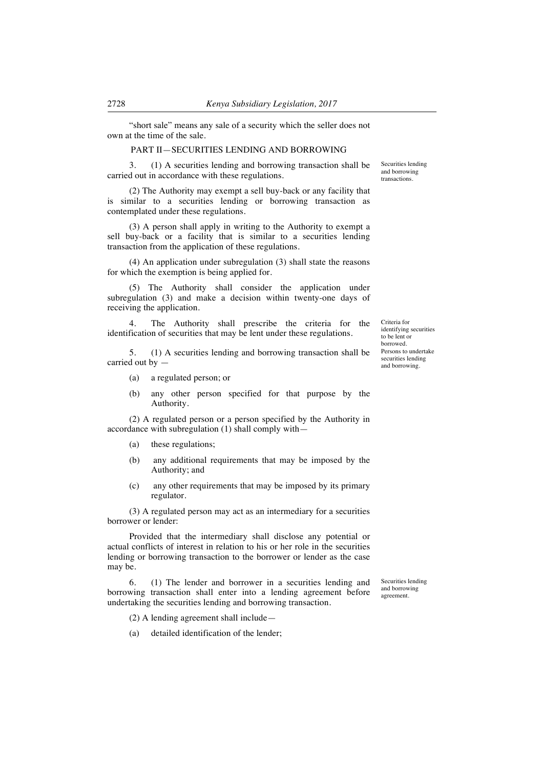"short sale" means any sale of a security which the seller does not own at the time of the sale.

## PART II—SECURITIES LENDING AND BORROWING

*Securities lending and borrowing transactions.*

3. (1) A securities lending and borrowing transaction shall be carried out in accordance with these regulations.

(2) The Authority may exempt a sell buy-back or any facility that is similar to a securities lending or borrowing transaction as contemplated under these regulations.

(3) A person shall apply in writing to the Authority to exempt a sell buy-back or a facility that is similar to a securities lending transaction from the application of these regulations.

(4) An application under subregulation (3) shall state the reasons for which the exemption is being applied for.

(5) The Authority shall consider the application under subregulation (3) and make a decision within twenty-one days of receiving the application.

*Criteria for identifying securities to be lent or borrowed.*

4. The Authority shall prescribe the criteria for the identification of securities that may be lent under these regulations.

*Persons to undertake securities lending and borrowing.*

5. (1) A securities lending and borrowing transaction shall be carried out by —

(a) a regulated person; or

(b) any other person specified for that purpose by the Authority.

(2) A regulated person or a person specified by the Authority in accordance with subregulation (1) shall comply with—

(a) these regulations;

(b) any additional requirements that may be imposed by the Authority; and

(c) any other requirements that may be imposed by its primary regulator.

(3) A regulated person may act as an intermediary for a securities borrower or lender:

Provided that the intermediary shall disclose any potential or actual conflicts of interest in relation to his or her role in the securities lending or borrowing transaction to the borrower or lender as the case may be.

*Securities lending and borrowing agreement.*

6. (1) The lender and borrower in a securities lending and borrowing transaction shall enter into a lending agreement before undertaking the securities lending and borrowing transaction.

(2) A lending agreement shall include—

(a) detailed identification of the lender;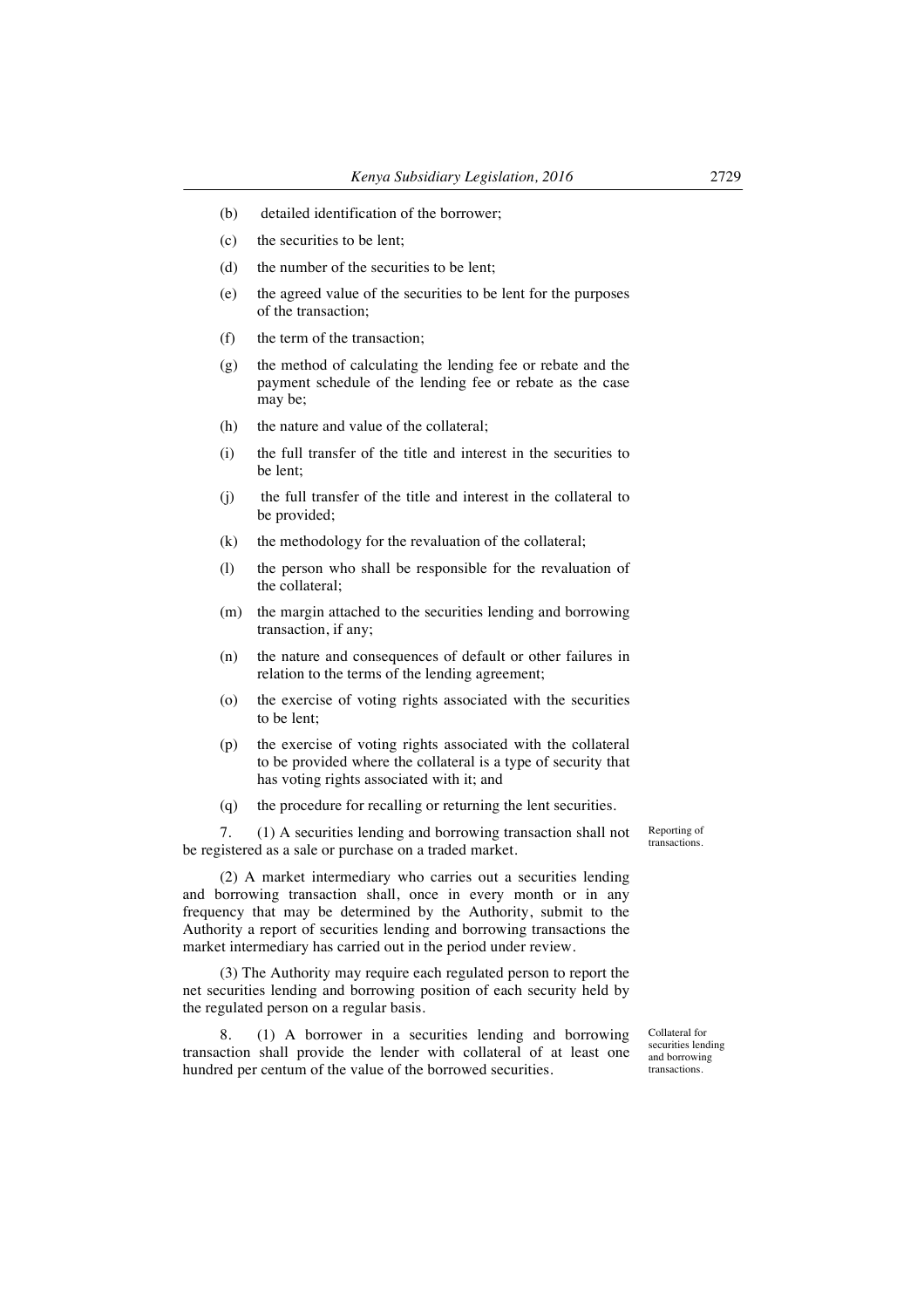(b) detailed identification of the borrower;

(c) the securities to be lent;

(d) the number of the securities to be lent;

(e) the agreed value of the securities to be lent for the purposes of the transaction;

(f) the term of the transaction;

(g) the method of calculating the lending fee or rebate and the payment schedule of the lending fee or rebate as the case may be;

(h) the nature and value of the collateral;

(i) the full transfer of the title and interest in the securities to be lent;

(j) the full transfer of the title and interest in the collateral to be provided;

(k) the methodology for the revaluation of the collateral;

(l) the person who shall be responsible for the revaluation of the collateral;

(m) the margin attached to the securities lending and borrowing transaction, if any;

(n) the nature and consequences of default or other failures in relation to the terms of the lending agreement;

(o) the exercise of voting rights associated with the securities to be lent;

(p) the exercise of voting rights associated with the collateral to be provided where the collateral is a type of security that has voting rights associated with it; and

(q) the procedure for recalling or returning the lent securities.

*Reporting of transactions.*

7. (1) A securities lending and borrowing transaction shall not be registered as a sale or purchase on a traded market.

(2) A market intermediary who carries out a securities lending and borrowing transaction shall, once in every month or in any frequency that may be determined by the Authority, submit to the Authority a report of securities lending and borrowing transactions the market intermediary has carried out in the period under review.

(3) The Authority may require each regulated person to report the net securities lending and borrowing position of each security held by the regulated person on a regular basis.

*Collateral for securities lending and borrowing transactions.*

8. (1) A borrower in a securities lending and borrowing transaction shall provide the lender with collateral of at least one hundred per centum of the value of the borrowed securities.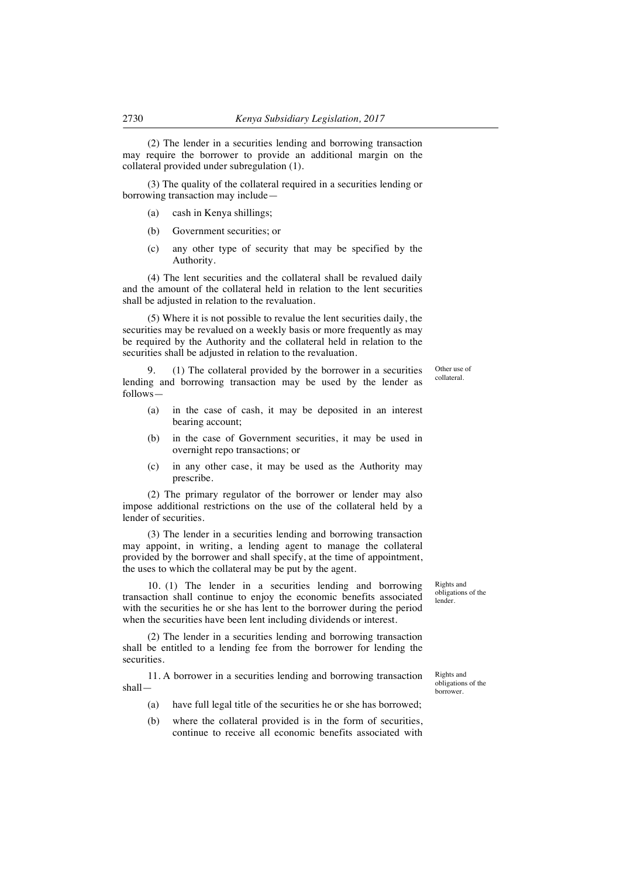(2) The lender in a securities lending and borrowing transaction may require the borrower to provide an additional margin on the collateral provided under subregulation (1).

(3) The quality of the collateral required in a securities lending or borrowing transaction may include—

(a) cash in Kenya shillings;

(b) Government securities; or

(c) any other type of security that may be specified by the Authority.

(4) The lent securities and the collateral shall be revalued daily and the amount of the collateral held in relation to the lent securities shall be adjusted in relation to the revaluation.

(5) Where it is not possible to revalue the lent securities daily, the securities may be revalued on a weekly basis or more frequently as may be required by the Authority and the collateral held in relation to the securities shall be adjusted in relation to the revaluation.

Other use of collateral.

9. (1) The collateral provided by the borrower in a securities lending and borrowing transaction may be used by the lender as follows—

(a) in the case of cash, it may be deposited in an interest bearing account;

(b) in the case of Government securities, it may be used in overnight repo transactions; or

(c) in any other case, it may be used as the Authority may prescribe.

(2) The primary regulator of the borrower or lender may also impose additional restrictions on the use of the collateral held by a lender of securities.

(3) The lender in a securities lending and borrowing transaction may appoint, in writing, a lending agent to manage the collateral provided by the borrower and shall specify, at the time of appointment, the uses to which the collateral may be put by the agent.

Rights and obligations of the lender.

10. (1) The lender in a securities lending and borrowing transaction shall continue to enjoy the economic benefits associated with the securities he or she has lent to the borrower during the period when the securities have been lent including dividends or interest.

(2) The lender in a securities lending and borrowing transaction shall be entitled to a lending fee from the borrower for lending the securities.

Rights and obligations of the borrower.

11. A borrower in a securities lending and borrowing transaction shall—

(a) have full legal title of the securities he or she has borrowed;

(b) where the collateral provided is in the form of securities, continue to receive all economic benefits associated with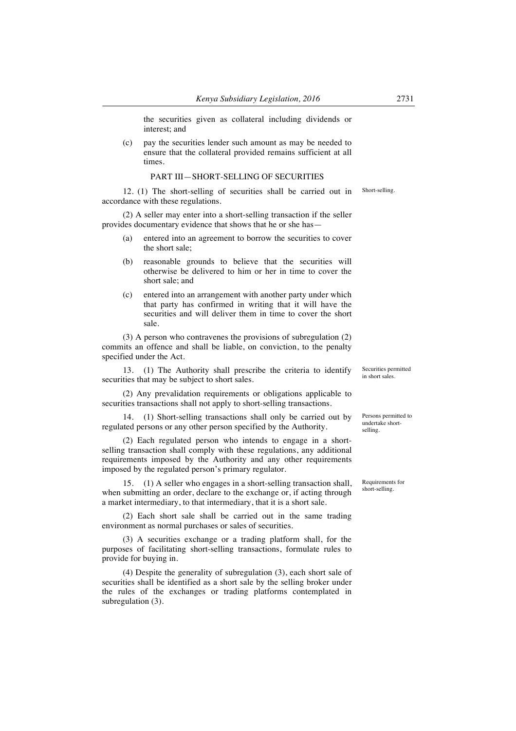the securities given as collateral including dividends or interest; and

(c) pay the securities lender such amount as may be needed to ensure that the collateral provided remains sufficient at all times.

## PART III—SHORT-SELLING OF SECURITIES

Short-selling.

12. (1) The short-selling of securities shall be carried out in accordance with these regulations.

(2) A seller may enter into a short-selling transaction if the seller provides documentary evidence that shows that he or she has—

(a) entered into an agreement to borrow the securities to cover the short sale;

(b) reasonable grounds to believe that the securities will otherwise be delivered to him or her in time to cover the short sale; and

(c) entered into an arrangement with another party under which that party has confirmed in writing that it will have the securities and will deliver them in time to cover the short sale.

(3) A person who contravenes the provisions of subregulation (2) commits an offence and shall be liable, on conviction, to the penalty specified under the Act.

Securities permitted in short sales.

13. (1) The Authority shall prescribe the criteria to identify securities that may be subject to short sales.

(2) Any prevalidation requirements or obligations applicable to securities transactions shall not apply to short-selling transactions.

Persons permitted to undertake short-selling.

14. (1) Short-selling transactions shall only be carried out by regulated persons or any other person specified by the Authority.

(2) Each regulated person who intends to engage in a short-selling transaction shall comply with these regulations, any additional requirements imposed by the Authority and any other requirements imposed by the regulated person's primary regulator.

Requirements for short-selling.

15. (1) A seller who engages in a short-selling transaction shall, when submitting an order, declare to the exchange or, if acting through a market intermediary, to that intermediary, that it is a short sale.

(2) Each short sale shall be carried out in the same trading environment as normal purchases or sales of securities.

(3) A securities exchange or a trading platform shall, for the purposes of facilitating short-selling transactions, formulate rules to provide for buying in.

(4) Despite the generality of subregulation (3), each short sale of securities shall be identified as a short sale by the selling broker under the rules of the exchanges or trading platforms contemplated in subregulation (3).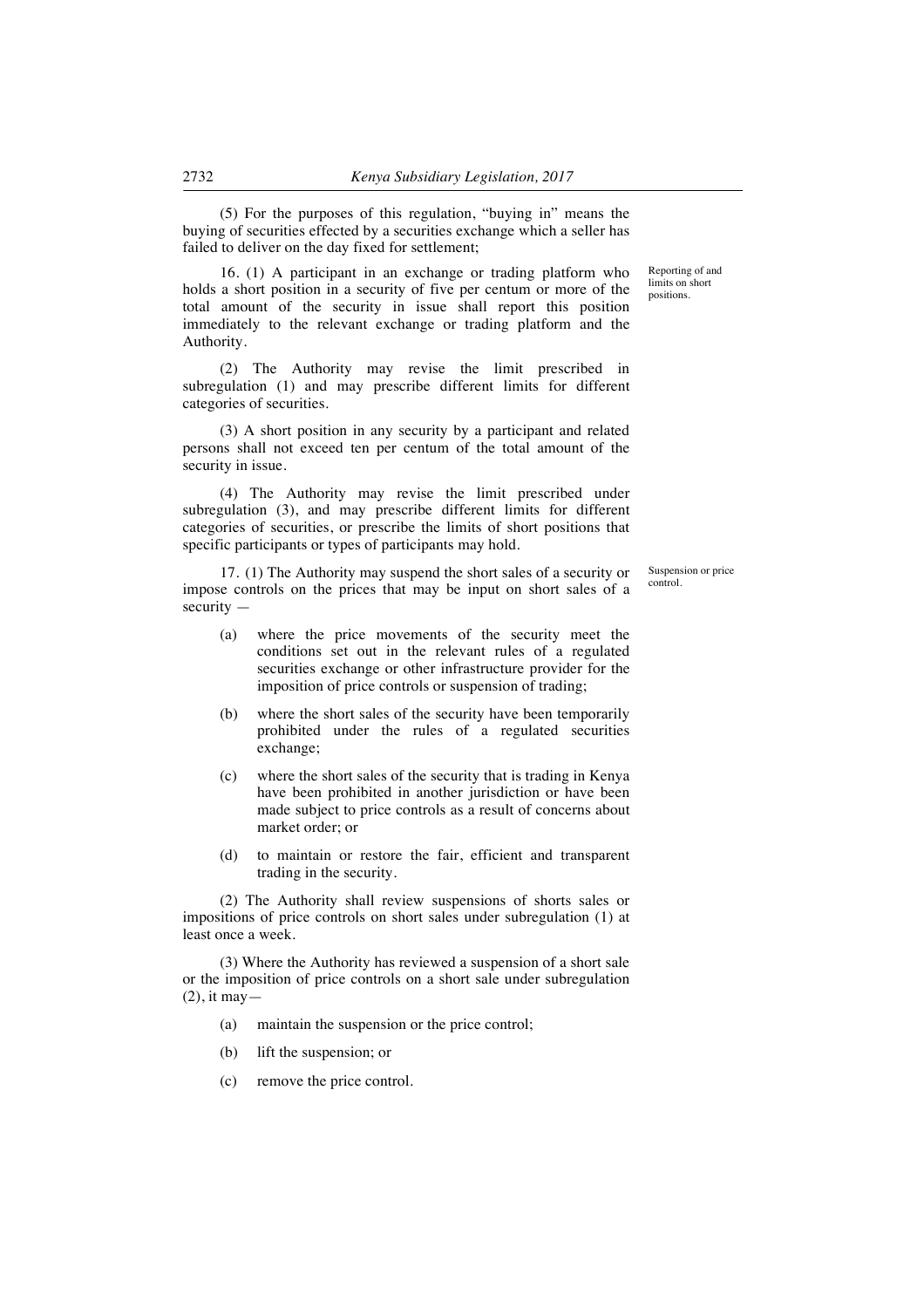(5) For the purposes of this regulation, "buying in" means the buying of securities effected by a securities exchange which a seller has failed to deliver on the day fixed for settlement;

Reporting of and limits on short positions.

16. (1) A participant in an exchange or trading platform who holds a short position in a security of five per centum or more of the total amount of the security in issue shall report this position immediately to the relevant exchange or trading platform and the Authority.

(2) The Authority may revise the limit prescribed in subregulation (1) and may prescribe different limits for different categories of securities.

(3) A short position in any security by a participant and related persons shall not exceed ten per centum of the total amount of the security in issue.

(4) The Authority may revise the limit prescribed under subregulation (3), and may prescribe different limits for different categories of securities, or prescribe the limits of short positions that specific participants or types of participants may hold.

Suspension or price control.

17. (1) The Authority may suspend the short sales of a security or impose controls on the prices that may be input on short sales of a security —

(a) where the price movements of the security meet the conditions set out in the relevant rules of a regulated securities exchange or other infrastructure provider for the imposition of price controls or suspension of trading;

(b) where the short sales of the security have been temporarily prohibited under the rules of a regulated securities exchange;

(c) where the short sales of the security that is trading in Kenya have been prohibited in another jurisdiction or have been made subject to price controls as a result of concerns about market order; or

(d) to maintain or restore the fair, efficient and transparent trading in the security.

(2) The Authority shall review suspensions of shorts sales or impositions of price controls on short sales under subregulation (1) at least once a week.

(3) Where the Authority has reviewed a suspension of a short sale or the imposition of price controls on a short sale under subregulation (2), it may—

(a) maintain the suspension or the price control;

(b) lift the suspension; or

(c) remove the price control.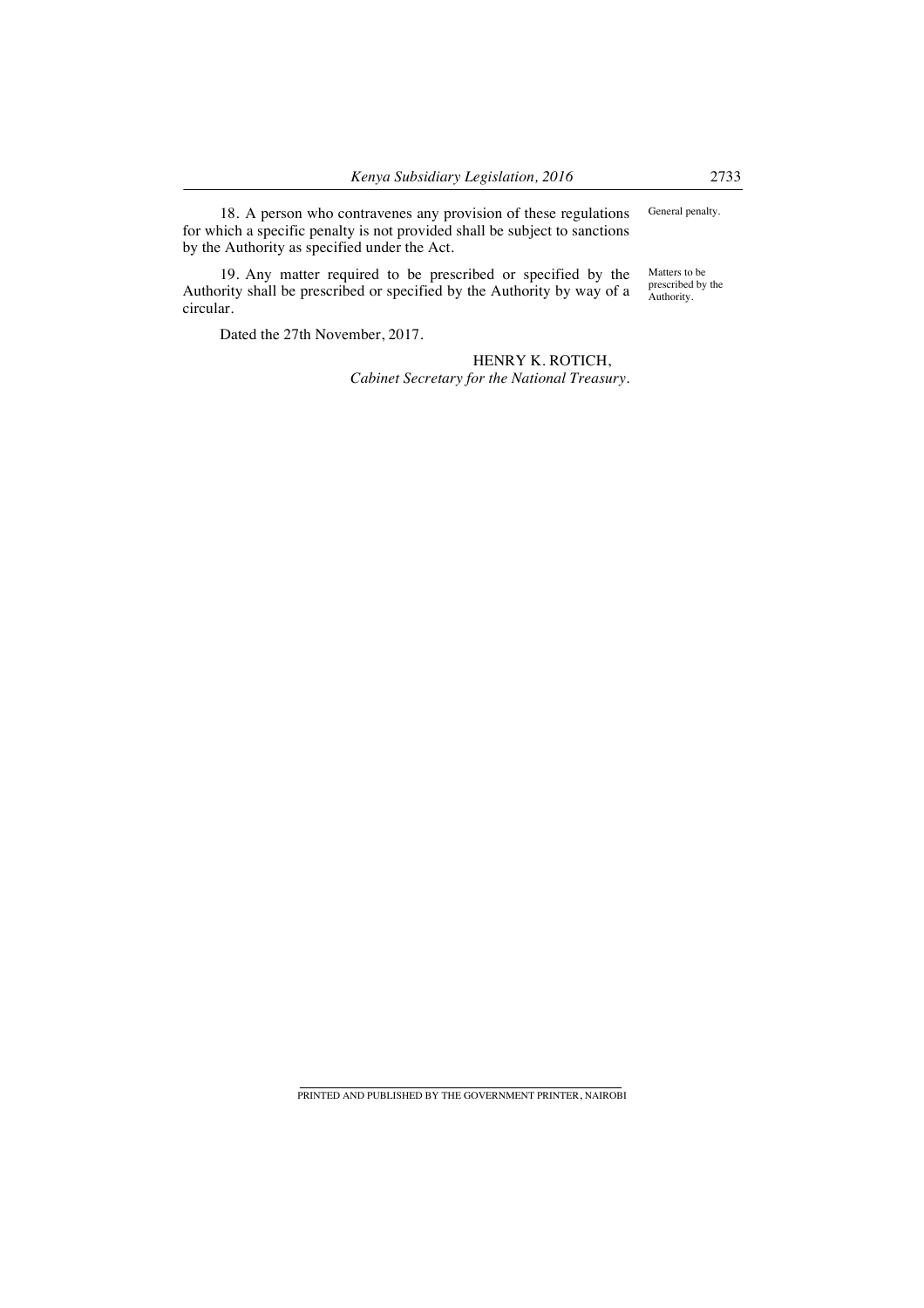18. A person who contravenes any provision of these regulations for which a specific penalty is not provided shall be subject to sanctions by the Authority as specified under the Act.

General penalty.

19. Any matter required to be prescribed or specified by the Authority shall be prescribed or specified by the Authority by way of a circular.

Matters to be prescribed by the Authority.

Dated the 27th November, 2017.

HENRY K. ROTICH,
*Cabinet Secretary for the National Treasury.*

PRINTED AND PUBLISHED BY THE GOVERNMENT PRINTER, NAIROBI